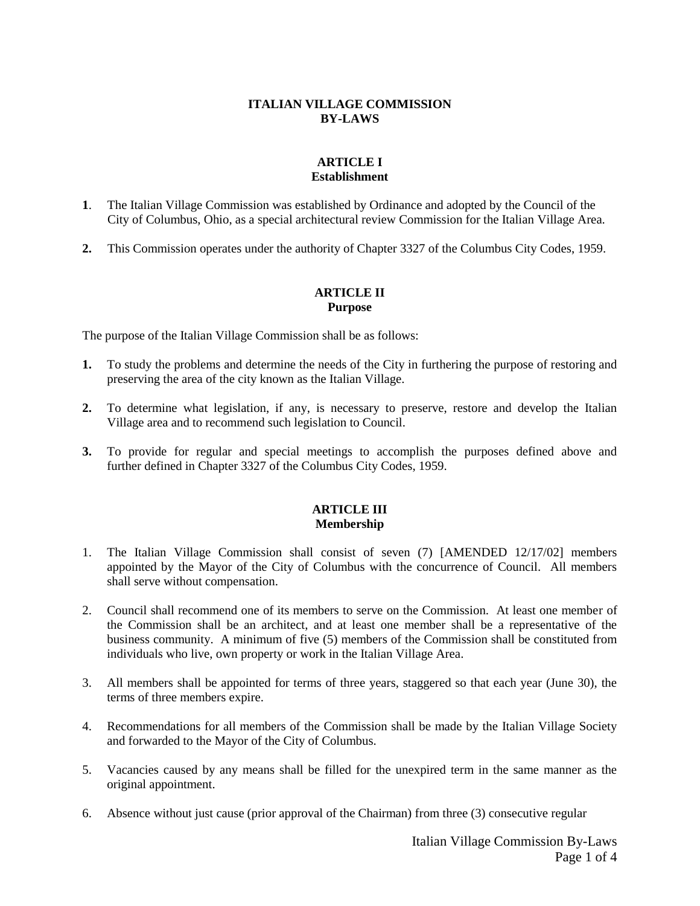# ITALIAN VILLAGE COMMISSION BY-LAWS

## ARTICLE I
## Establishment

**1**. The Italian Village Commission was established by Ordinance and adopted by the Council of the City of Columbus, Ohio, as a special architectural review Commission for the Italian Village Area.

**2.** This Commission operates under the authority of Chapter 3327 of the Columbus City Codes, 1959.

## ARTICLE II
## Purpose

The purpose of the Italian Village Commission shall be as follows:

**1.** To study the problems and determine the needs of the City in furthering the purpose of restoring and preserving the area of the city known as the Italian Village.

**2.** To determine what legislation, if any, is necessary to preserve, restore and develop the Italian Village area and to recommend such legislation to Council.

**3.** To provide for regular and special meetings to accomplish the purposes defined above and further defined in Chapter 3327 of the Columbus City Codes, 1959.

## ARTICLE III
## Membership

1. The Italian Village Commission shall consist of seven (7) [AMENDED 12/17/02] members appointed by the Mayor of the City of Columbus with the concurrence of Council. All members shall serve without compensation.

2. Council shall recommend one of its members to serve on the Commission. At least one member of the Commission shall be an architect, and at least one member shall be a representative of the business community. A minimum of five (5) members of the Commission shall be constituted from individuals who live, own property or work in the Italian Village Area.

3. All members shall be appointed for terms of three years, staggered so that each year (June 30), the terms of three members expire.

4. Recommendations for all members of the Commission shall be made by the Italian Village Society and forwarded to the Mayor of the City of Columbus.

5. Vacancies caused by any means shall be filled for the unexpired term in the same manner as the original appointment.

6. Absence without just cause (prior approval of the Chairman) from three (3) consecutive regular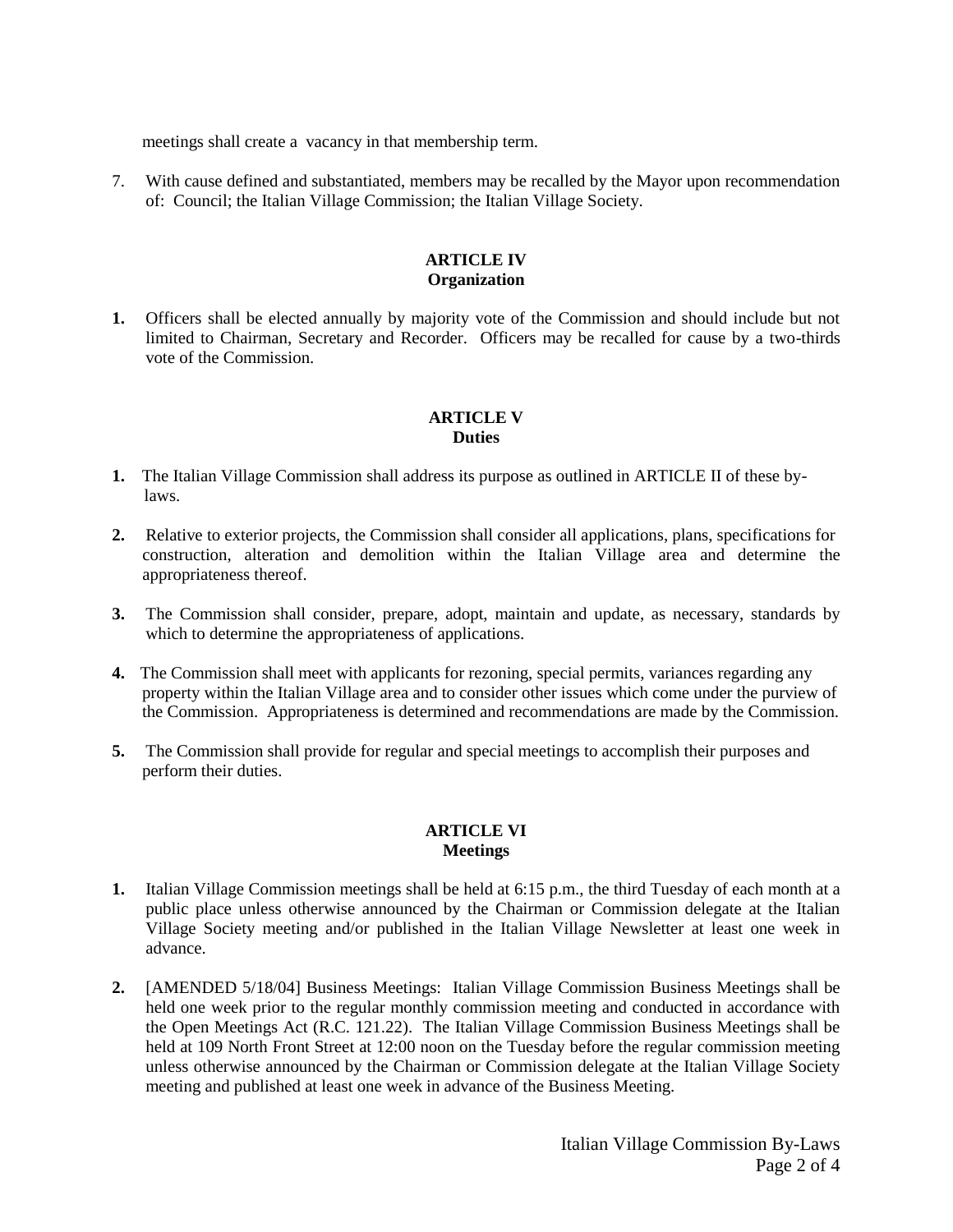meetings shall create a vacancy in that membership term.

7. With cause defined and substantiated, members may be recalled by the Mayor upon recommendation of: Council; the Italian Village Commission; the Italian Village Society.

## ARTICLE IV
## Organization

**1.** Officers shall be elected annually by majority vote of the Commission and should include but not limited to Chairman, Secretary and Recorder. Officers may be recalled for cause by a two-thirds vote of the Commission.

## ARTICLE V
## Duties

**1.** The Italian Village Commission shall address its purpose as outlined in ARTICLE II of these by-laws.

**2.** Relative to exterior projects, the Commission shall consider all applications, plans, specifications for construction, alteration and demolition within the Italian Village area and determine the appropriateness thereof.

**3.** The Commission shall consider, prepare, adopt, maintain and update, as necessary, standards by which to determine the appropriateness of applications.

**4.** The Commission shall meet with applicants for rezoning, special permits, variances regarding any property within the Italian Village area and to consider other issues which come under the purview of the Commission. Appropriateness is determined and recommendations are made by the Commission.

**5.** The Commission shall provide for regular and special meetings to accomplish their purposes and perform their duties.

## ARTICLE VI
## Meetings

**1.** Italian Village Commission meetings shall be held at 6:15 p.m., the third Tuesday of each month at a public place unless otherwise announced by the Chairman or Commission delegate at the Italian Village Society meeting and/or published in the Italian Village Newsletter at least one week in advance.

**2.** [AMENDED 5/18/04] Business Meetings: Italian Village Commission Business Meetings shall be held one week prior to the regular monthly commission meeting and conducted in accordance with the Open Meetings Act (R.C. 121.22). The Italian Village Commission Business Meetings shall be held at 109 North Front Street at 12:00 noon on the Tuesday before the regular commission meeting unless otherwise announced by the Chairman or Commission delegate at the Italian Village Society meeting and published at least one week in advance of the Business Meeting.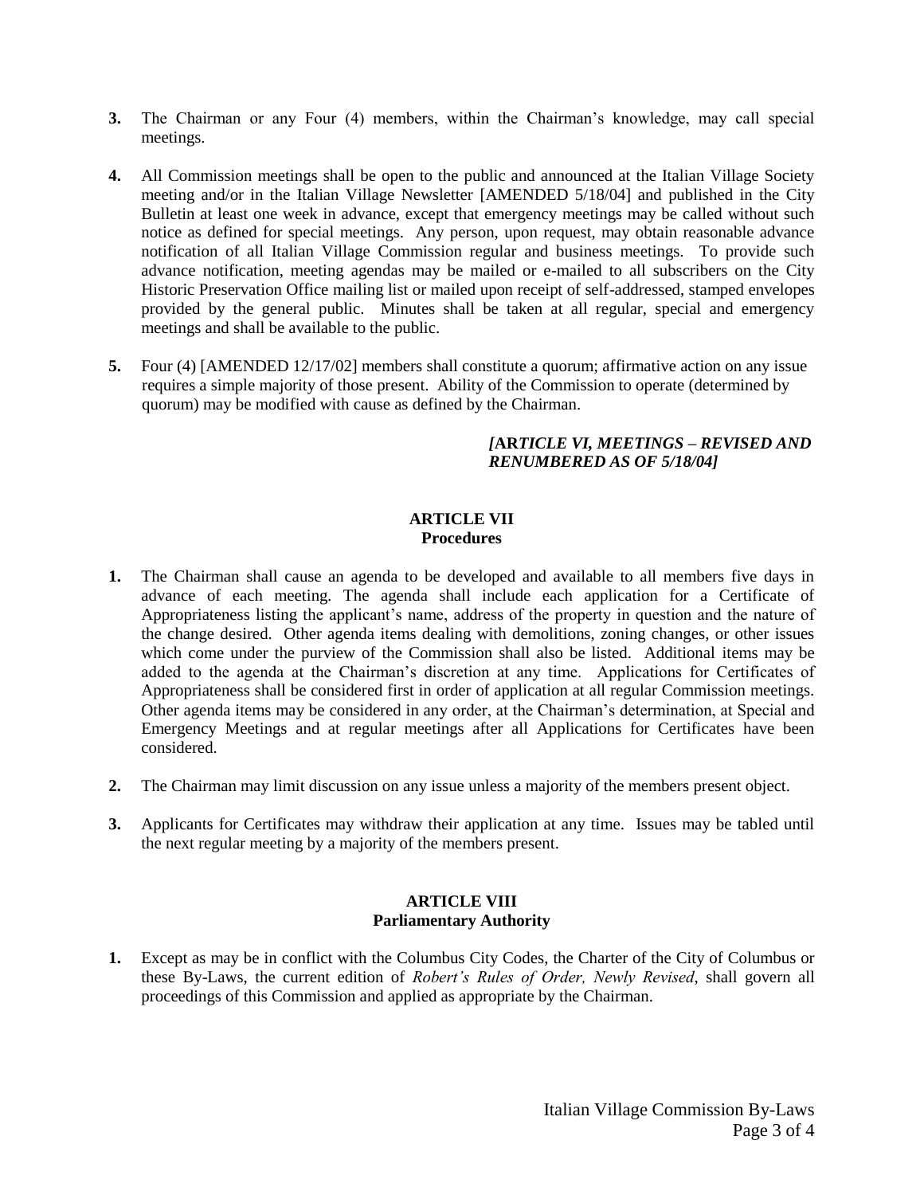3. The Chairman or any Four (4) members, within the Chairman's knowledge, may call special meetings.

4. All Commission meetings shall be open to the public and announced at the Italian Village Society meeting and/or in the Italian Village Newsletter [AMENDED 5/18/04] and published in the City Bulletin at least one week in advance, except that emergency meetings may be called without such notice as defined for special meetings. Any person, upon request, may obtain reasonable advance notification of all Italian Village Commission regular and business meetings. To provide such advance notification, meeting agendas may be mailed or e-mailed to all subscribers on the City Historic Preservation Office mailing list or mailed upon receipt of self-addressed, stamped envelopes provided by the general public. Minutes shall be taken at all regular, special and emergency meetings and shall be available to the public.

5. Four (4) [AMENDED 12/17/02] members shall constitute a quorum; affirmative action on any issue requires a simple majority of those present. Ability of the Commission to operate (determined by quorum) may be modified with cause as defined by the Chairman.

***[ARTICLE VI, MEETINGS – REVISED AND RENUMBERED AS OF 5/18/04]***

## ARTICLE VII
## Procedures

1. The Chairman shall cause an agenda to be developed and available to all members five days in advance of each meeting. The agenda shall include each application for a Certificate of Appropriateness listing the applicant's name, address of the property in question and the nature of the change desired. Other agenda items dealing with demolitions, zoning changes, or other issues which come under the purview of the Commission shall also be listed. Additional items may be added to the agenda at the Chairman's discretion at any time. Applications for Certificates of Appropriateness shall be considered first in order of application at all regular Commission meetings. Other agenda items may be considered in any order, at the Chairman's determination, at Special and Emergency Meetings and at regular meetings after all Applications for Certificates have been considered.

2. The Chairman may limit discussion on any issue unless a majority of the members present object.

3. Applicants for Certificates may withdraw their application at any time. Issues may be tabled until the next regular meeting by a majority of the members present.

## ARTICLE VIII
## Parliamentary Authority

1. Except as may be in conflict with the Columbus City Codes, the Charter of the City of Columbus or these By-Laws, the current edition of *Robert's Rules of Order, Newly Revised*, shall govern all proceedings of this Commission and applied as appropriate by the Chairman.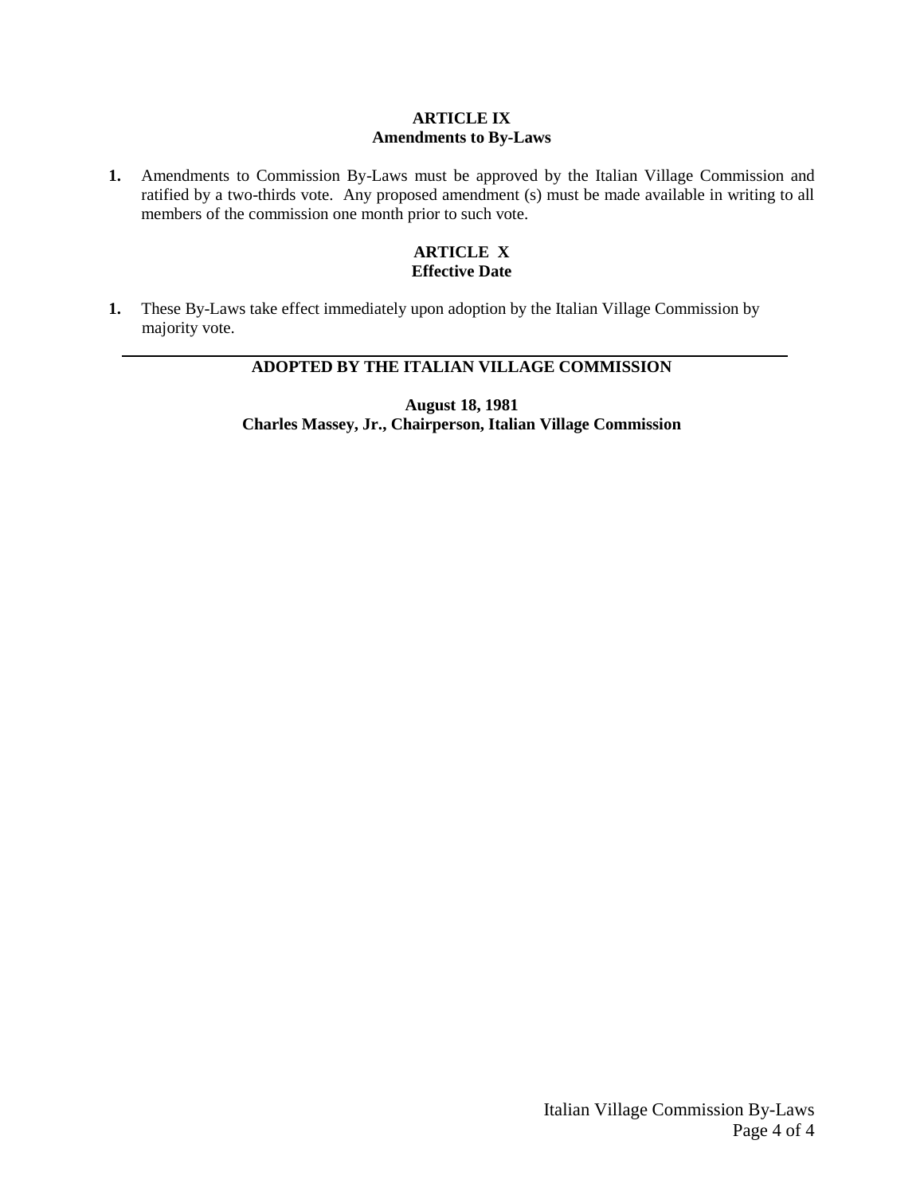## ARTICLE IX
## Amendments to By-Laws

**1.** Amendments to Commission By-Laws must be approved by the Italian Village Commission and ratified by a two-thirds vote. Any proposed amendment (s) must be made available in writing to all members of the commission one month prior to such vote.

## ARTICLE X
## Effective Date

**1.** These By-Laws take effect immediately upon adoption by the Italian Village Commission by majority vote.

---

**ADOPTED BY THE ITALIAN VILLAGE COMMISSION**

**August 18, 1981**
**Charles Massey, Jr., Chairperson, Italian Village Commission**